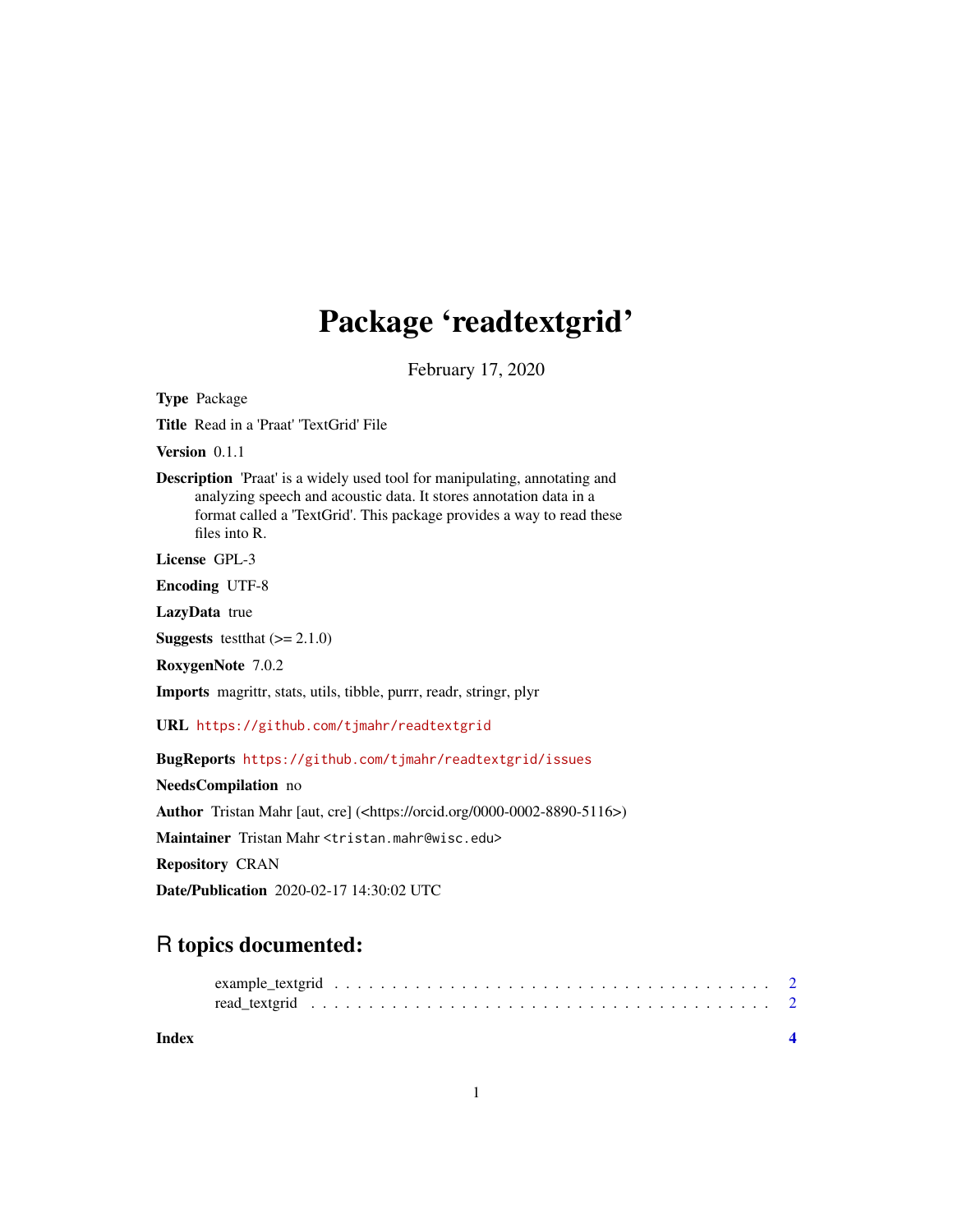# Package 'readtextgrid'

February 17, 2020

**Type** Package

**Title** Read in a 'Praat' 'TextGrid' File

**Version** 0.1.1

**Description** 'Praat' is a widely used tool for manipulating, annotating and analyzing speech and acoustic data. It stores annotation data in a format called a 'TextGrid'. This package provides a way to read these files into R.

**License** GPL-3

**Encoding** UTF-8

**LazyData** true

**Suggests** testthat (>= 2.1.0)

**RoxygenNote** 7.0.2

**Imports** magrittr, stats, utils, tibble, purrr, readr, stringr, plyr

**URL** https://github.com/tjmahr/readtextgrid

**BugReports** https://github.com/tjmahr/readtextgrid/issues

**NeedsCompilation** no

**Author** Tristan Mahr [aut, cre] (<https://orcid.org/0000-0002-8890-5116>)

**Maintainer** Tristan Mahr <tristan.mahr@wisc.edu>

**Repository** CRAN

**Date/Publication** 2020-02-17 14:30:02 UTC

## R topics documented:

example_textgrid . . . . . . . . . . . . . . . . . . . . . . . . . . . . . . . . . . . . . . 2
read_textgrid . . . . . . . . . . . . . . . . . . . . . . . . . . . . . . . . . . . . . . . . 2

**Index** **4**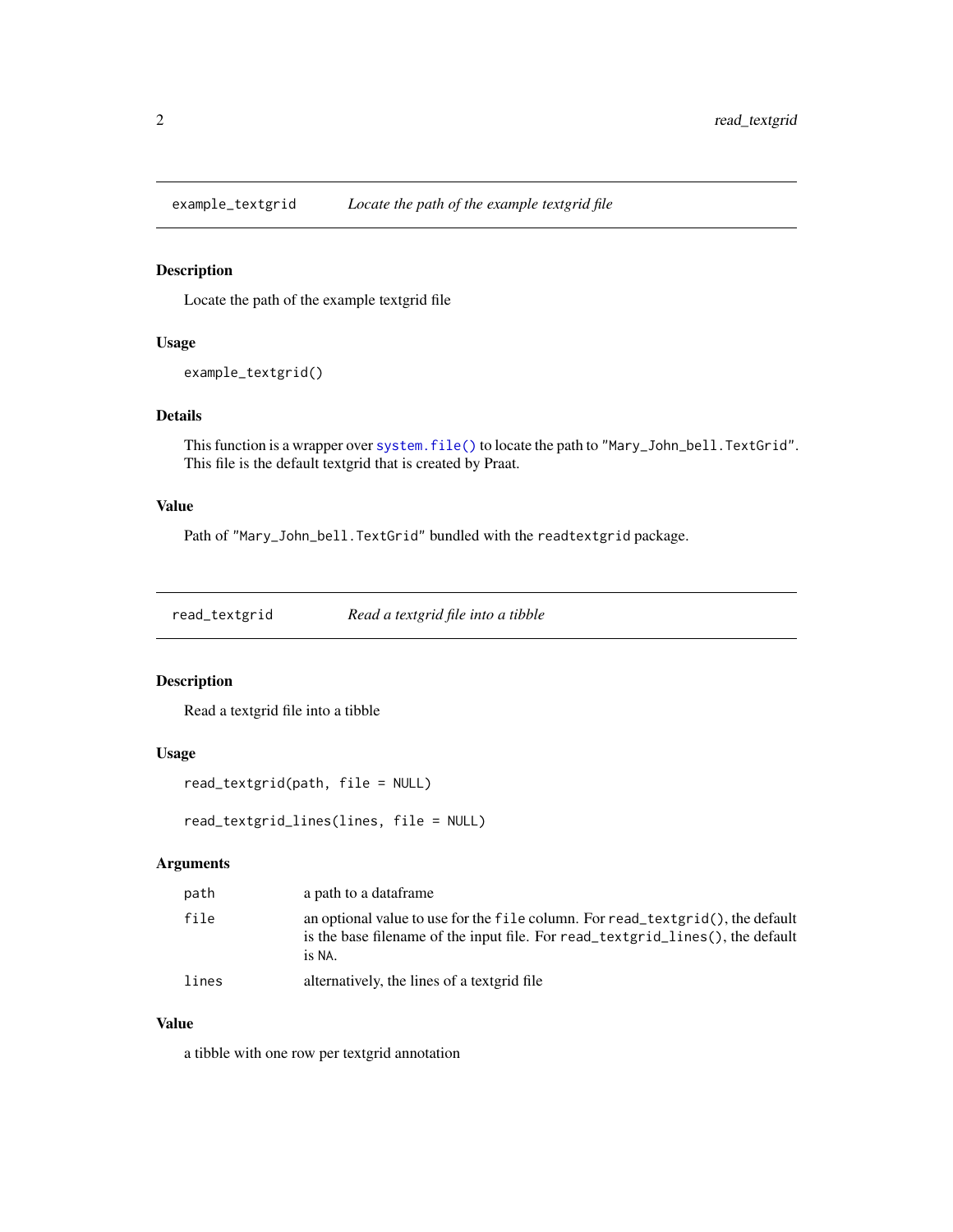## example_textgrid — *Locate the path of the example textgrid file*

### Description

Locate the path of the example textgrid file

### Usage

```
example_textgrid()
```

### Details

This function is a wrapper over `system.file()` to locate the path to `"Mary_John_bell.TextGrid"`. This file is the default textgrid that is created by Praat.

### Value

Path of `"Mary_John_bell.TextGrid"` bundled with the `readtextgrid` package.

## read_textgrid — *Read a textgrid file into a tibble*

### Description

Read a textgrid file into a tibble

### Usage

```
read_textgrid(path, file = NULL)

read_textgrid_lines(lines, file = NULL)
```

### Arguments

| | |
|---|---|
| `path` | a path to a dataframe |
| `file` | an optional value to use for the `file` column. For `read_textgrid()`, the default is the base filename of the input file. For `read_textgrid_lines()`, the default is `NA`. |
| `lines` | alternatively, the lines of a textgrid file |

### Value

a tibble with one row per textgrid annotation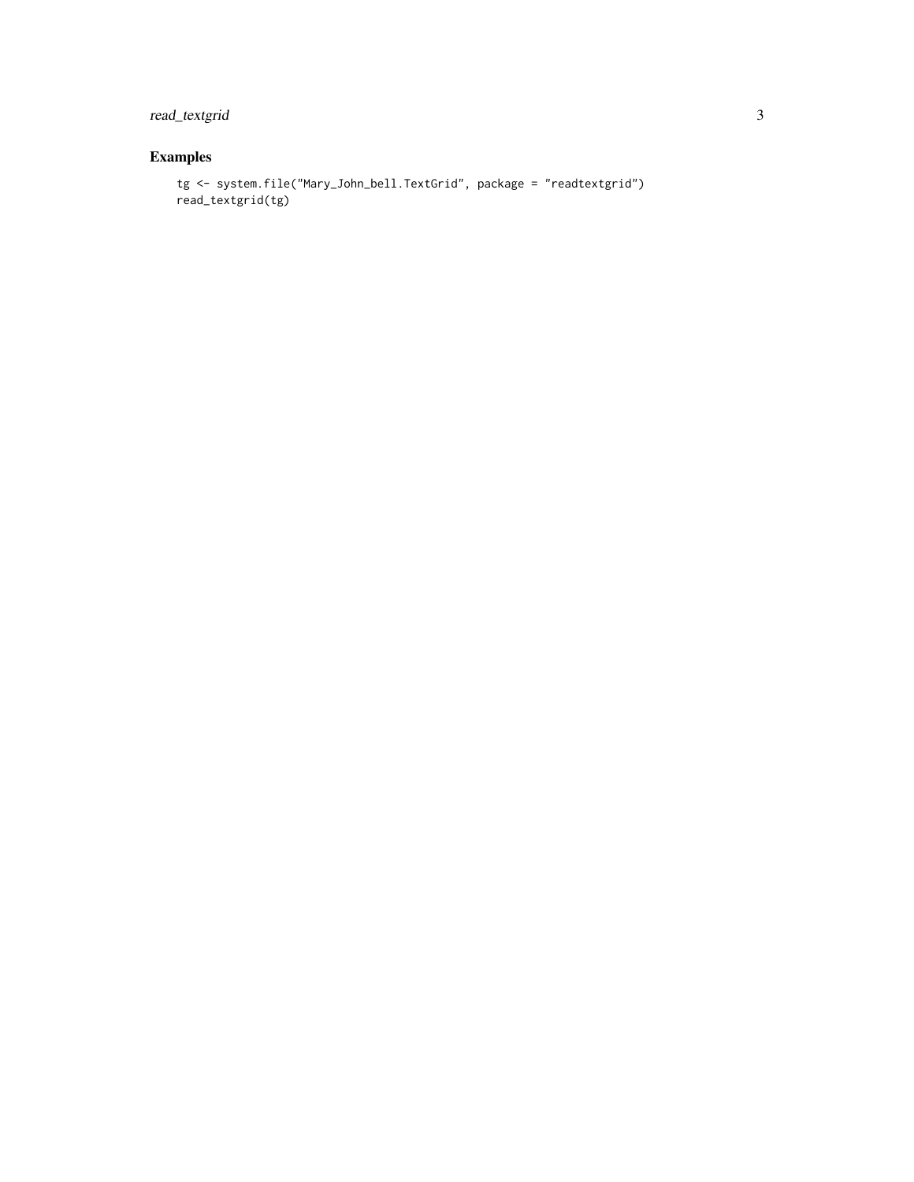## Examples

```
tg <- system.file("Mary_John_bell.TextGrid", package = "readtextgrid")
read_textgrid(tg)
```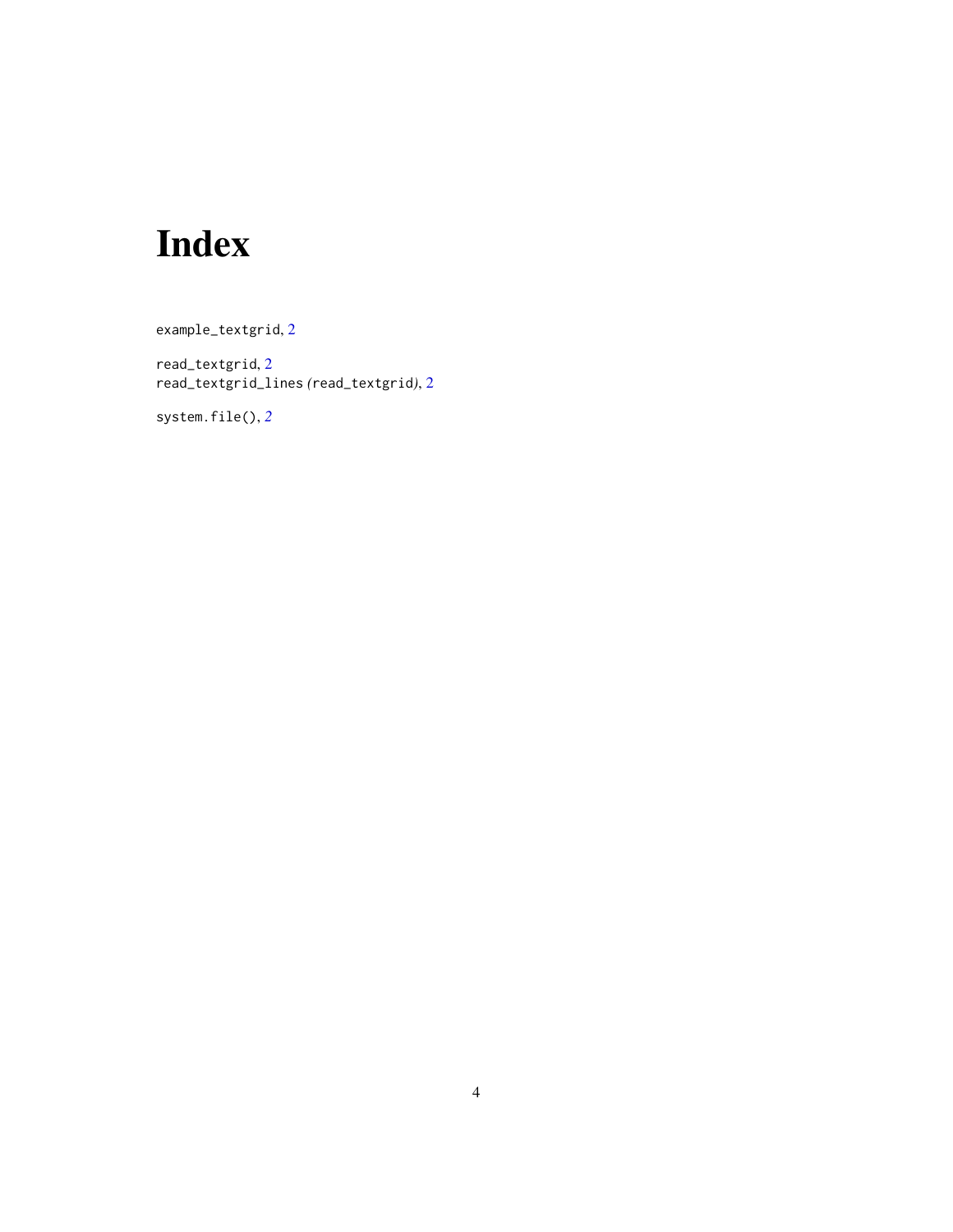# Index

example_textgrid, 2

read_textgrid, 2
read_textgrid_lines (read_textgrid), 2

system.file(), *2*